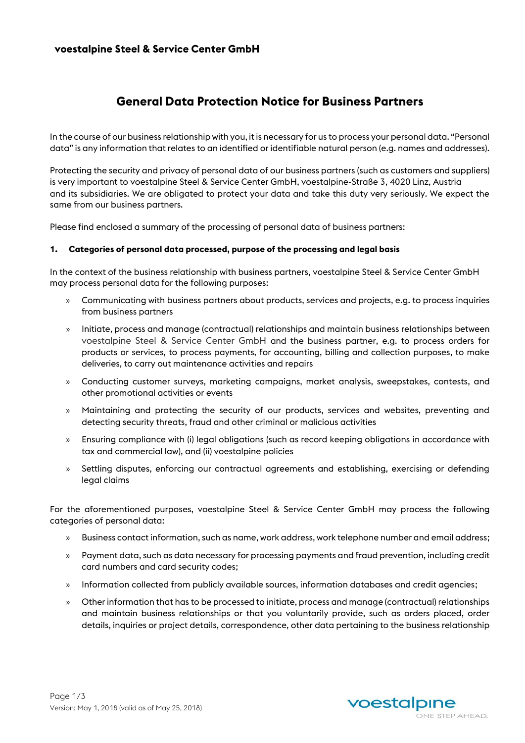**voestalpine Steel & Service Center GmbH**

# General Data Protection Notice for Business Partners

In the course of our business relationship with you, it is necessary for us to process your personal data. "Personal data" is any information that relates to an identified or identifiable natural person (e.g. names and addresses).

Protecting the security and privacy of personal data of our business partners (such as customers and suppliers) is very important to voestalpine Steel & Service Center GmbH, voestalpine-Straße 3, 4020 Linz, Austria and its subsidiaries. We are obligated to protect your data and take this duty very seriously. We expect the same from our business partners.

Please find enclosed a summary of the processing of personal data of business partners:

## 1. Categories of personal data processed, purpose of the processing and legal basis

In the context of the business relationship with business partners, voestalpine Steel & Service Center GmbH may process personal data for the following purposes:

- Communicating with business partners about products, services and projects, e.g. to process inquiries from business partners
- Initiate, process and manage (contractual) relationships and maintain business relationships between voestalpine Steel & Service Center GmbH and the business partner, e.g. to process orders for products or services, to process payments, for accounting, billing and collection purposes, to make deliveries, to carry out maintenance activities and repairs
- Conducting customer surveys, marketing campaigns, market analysis, sweepstakes, contests, and other promotional activities or events
- Maintaining and protecting the security of our products, services and websites, preventing and detecting security threats, fraud and other criminal or malicious activities
- Ensuring compliance with (i) legal obligations (such as record keeping obligations in accordance with tax and commercial law), and (ii) voestalpine policies
- Settling disputes, enforcing our contractual agreements and establishing, exercising or defending legal claims

For the aforementioned purposes, voestalpine Steel & Service Center GmbH may process the following categories of personal data:

- Business contact information, such as name, work address, work telephone number and email address;
- Payment data, such as data necessary for processing payments and fraud prevention, including credit card numbers and card security codes;
- Information collected from publicly available sources, information databases and credit agencies;
- Other information that has to be processed to initiate, process and manage (contractual) relationships and maintain business relationships or that you voluntarily provide, such as orders placed, order details, inquiries or project details, correspondence, other data pertaining to the business relationship

Version: May 1, 2018 (valid as of May 25, 2018)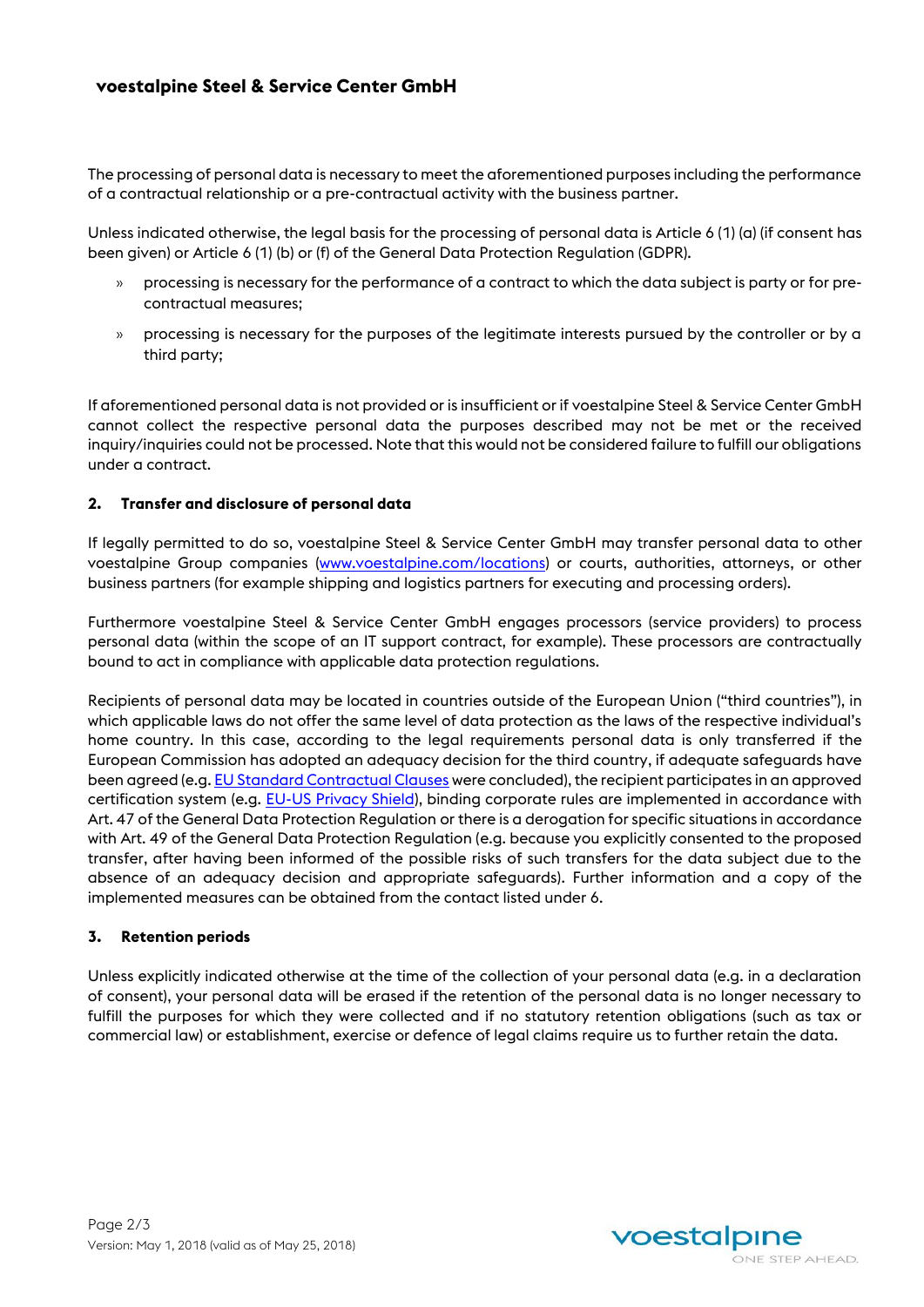The processing of personal data is necessary to meet the aforementioned purposes including the performance of a contractual relationship or a pre-contractual activity with the business partner.

Unless indicated otherwise, the legal basis for the processing of personal data is Article 6 (1) (a) (if consent has been given) or Article 6 (1) (b) or (f) of the General Data Protection Regulation (GDPR).

- processing is necessary for the performance of a contract to which the data subject is party or for pre-contractual measures;
- processing is necessary for the purposes of the legitimate interests pursued by the controller or by a third party;

If aforementioned personal data is not provided or is insufficient or if voestalpine Steel & Service Center GmbH cannot collect the respective personal data the purposes described may not be met or the received inquiry/inquiries could not be processed. Note that this would not be considered failure to fulfill our obligations under a contract.

## 2. Transfer and disclosure of personal data

If legally permitted to do so, voestalpine Steel & Service Center GmbH may transfer personal data to other voestalpine Group companies (www.voestalpine.com/locations) or courts, authorities, attorneys, or other business partners (for example shipping and logistics partners for executing and processing orders).

Furthermore voestalpine Steel & Service Center GmbH engages processors (service providers) to process personal data (within the scope of an IT support contract, for example). These processors are contractually bound to act in compliance with applicable data protection regulations.

Recipients of personal data may be located in countries outside of the European Union ("third countries"), in which applicable laws do not offer the same level of data protection as the laws of the respective individual's home country. In this case, according to the legal requirements personal data is only transferred if the European Commission has adopted an adequacy decision for the third country, if adequate safeguards have been agreed (e.g. EU Standard Contractual Clauses were concluded), the recipient participates in an approved certification system (e.g. EU-US Privacy Shield), binding corporate rules are implemented in accordance with Art. 47 of the General Data Protection Regulation or there is a derogation for specific situations in accordance with Art. 49 of the General Data Protection Regulation (e.g. because you explicitly consented to the proposed transfer, after having been informed of the possible risks of such transfers for the data subject due to the absence of an adequacy decision and appropriate safeguards). Further information and a copy of the implemented measures can be obtained from the contact listed under 6.

## 3. Retention periods

Unless explicitly indicated otherwise at the time of the collection of your personal data (e.g. in a declaration of consent), your personal data will be erased if the retention of the personal data is no longer necessary to fulfill the purposes for which they were collected and if no statutory retention obligations (such as tax or commercial law) or establishment, exercise or defence of legal claims require us to further retain the data.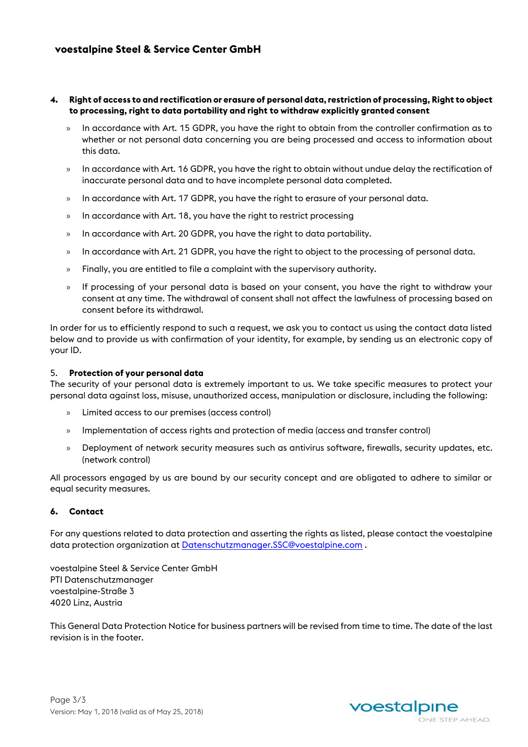## 4. Right of access to and rectification or erasure of personal data, restriction of processing, Right to object to processing, right to data portability and right to withdraw explicitly granted consent

- In accordance with Art. 15 GDPR, you have the right to obtain from the controller confirmation as to whether or not personal data concerning you are being processed and access to information about this data.
- In accordance with Art. 16 GDPR, you have the right to obtain without undue delay the rectification of inaccurate personal data and to have incomplete personal data completed.
- In accordance with Art. 17 GDPR, you have the right to erasure of your personal data.
- In accordance with Art. 18, you have the right to restrict processing
- In accordance with Art. 20 GDPR, you have the right to data portability.
- In accordance with Art. 21 GDPR, you have the right to object to the processing of personal data.
- Finally, you are entitled to file a complaint with the supervisory authority.
- If processing of your personal data is based on your consent, you have the right to withdraw your consent at any time. The withdrawal of consent shall not affect the lawfulness of processing based on consent before its withdrawal.

In order for us to efficiently respond to such a request, we ask you to contact us using the contact data listed below and to provide us with confirmation of your identity, for example, by sending us an electronic copy of your ID.

## 5. Protection of your personal data

The security of your personal data is extremely important to us. We take specific measures to protect your personal data against loss, misuse, unauthorized access, manipulation or disclosure, including the following:

- Limited access to our premises (access control)
- Implementation of access rights and protection of media (access and transfer control)
- Deployment of network security measures such as antivirus software, firewalls, security updates, etc. (network control)

All processors engaged by us are bound by our security concept and are obligated to adhere to similar or equal security measures.

## 6. Contact

For any questions related to data protection and asserting the rights as listed, please contact the voestalpine data protection organization at Datenschutzmanager.SSC@voestalpine.com .

voestalpine Steel & Service Center GmbH
PTI Datenschutzmanager
voestalpine-Straße 3
4020 Linz, Austria

This General Data Protection Notice for business partners will be revised from time to time. The date of the last revision is in the footer.

Version: May 1, 2018 (valid as of May 25, 2018)